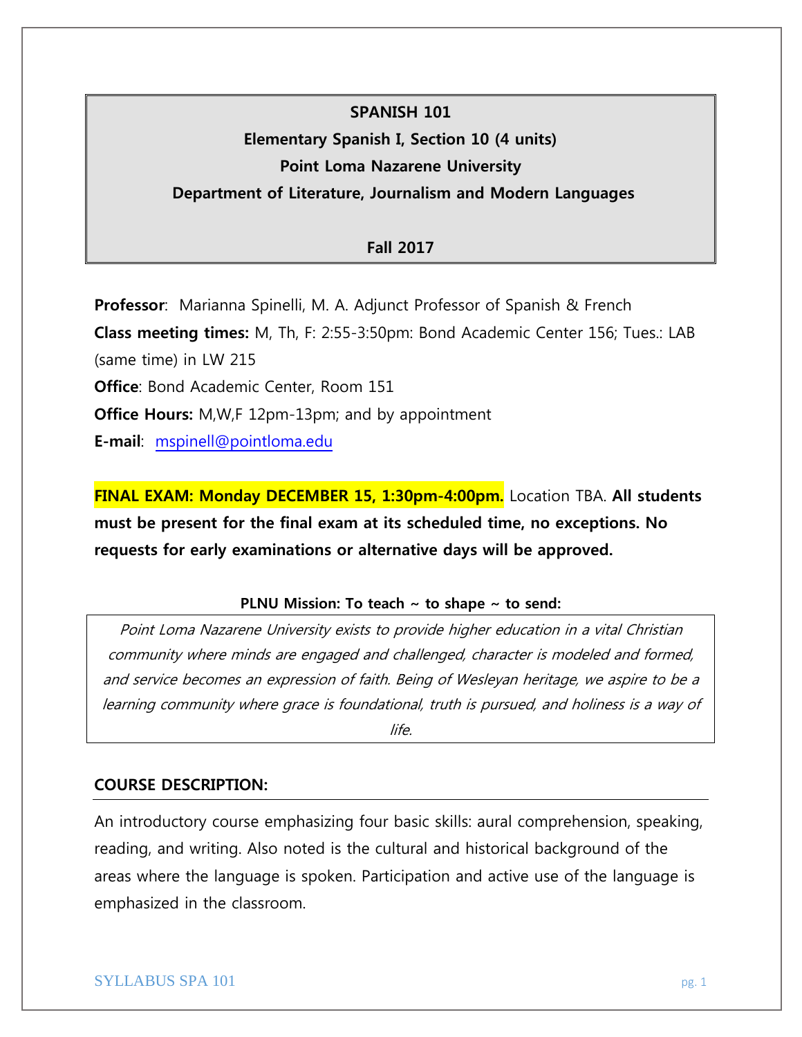**SPANISH 101**

**Elementary Spanish I, Section 10 (4 units)**

**Point Loma Nazarene University**

**Department of Literature, Journalism and Modern Languages**

**Fall 2017**

**Professor**: Marianna Spinelli, M. A. Adjunct Professor of Spanish & French

**Class meeting times:** M, Th, F: 2:55-3:50pm: Bond Academic Center 156; Tues.: LAB (same time) in LW 215

**Office**: Bond Academic Center, Room 151

**Office Hours:** M,W,F 12pm-13pm; and by appointment

**E-mail**: mspinell@pointloma.edu

**FINAL EXAM: Monday DECEMBER 15, 1:30pm-4:00pm.** Location TBA. **All students must be present for the final exam at its scheduled time, no exceptions. No requests for early examinations or alternative days will be approved.**

**PLNU Mission: To teach ~ to shape ~ to send:**

*Point Loma Nazarene University exists to provide higher education in a vital Christian community where minds are engaged and challenged, character is modeled and formed, and service becomes an expression of faith. Being of Wesleyan heritage, we aspire to be a learning community where grace is foundational, truth is pursued, and holiness is a way of life.*

## COURSE DESCRIPTION:

An introductory course emphasizing four basic skills: aural comprehension, speaking, reading, and writing. Also noted is the cultural and historical background of the areas where the language is spoken. Participation and active use of the language is emphasized in the classroom.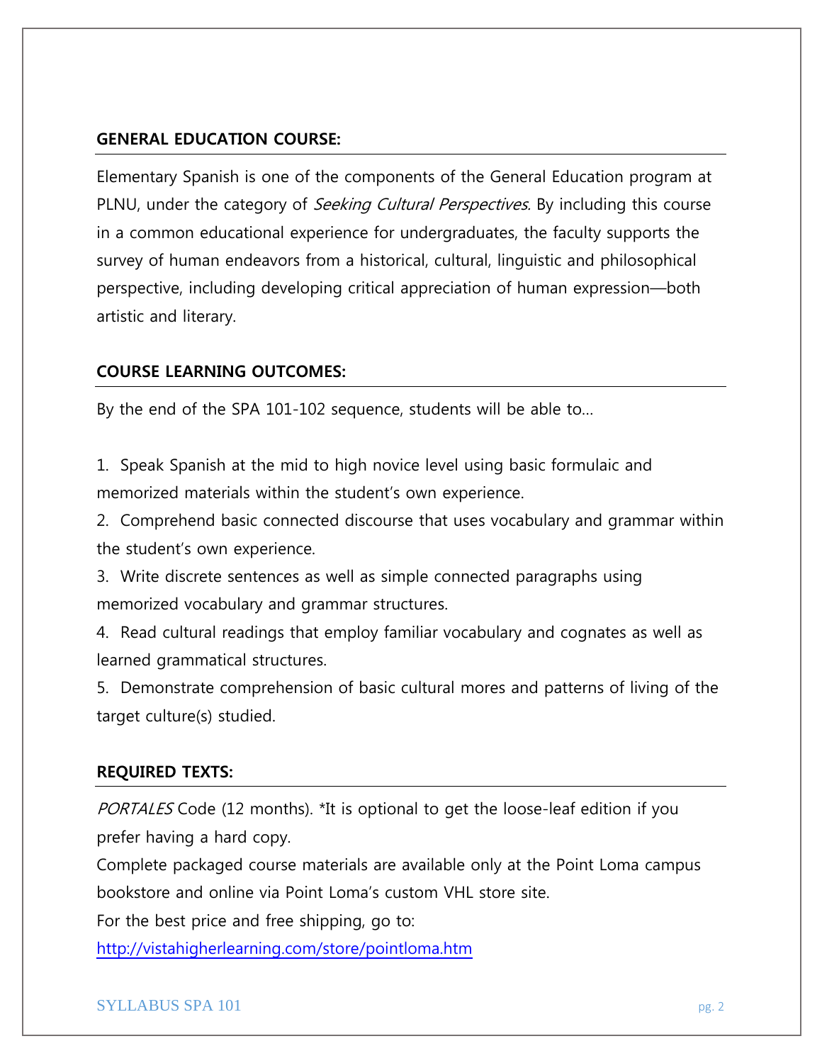## GENERAL EDUCATION COURSE:

Elementary Spanish is one of the components of the General Education program at PLNU, under the category of *Seeking Cultural Perspectives.* By including this course in a common educational experience for undergraduates, the faculty supports the survey of human endeavors from a historical, cultural, linguistic and philosophical perspective, including developing critical appreciation of human expression—both artistic and literary.

## COURSE LEARNING OUTCOMES:

By the end of the SPA 101-102 sequence, students will be able to…

1. Speak Spanish at the mid to high novice level using basic formulaic and memorized materials within the student's own experience.
2. Comprehend basic connected discourse that uses vocabulary and grammar within the student's own experience.
3. Write discrete sentences as well as simple connected paragraphs using memorized vocabulary and grammar structures.
4. Read cultural readings that employ familiar vocabulary and cognates as well as learned grammatical structures.
5. Demonstrate comprehension of basic cultural mores and patterns of living of the target culture(s) studied.

## REQUIRED TEXTS:

*PORTALES* Code (12 months). *It is optional to get the loose-leaf edition if you prefer having a hard copy.

Complete packaged course materials are available only at the Point Loma campus bookstore and online via Point Loma's custom VHL store site.

For the best price and free shipping, go to:

[http://vistahigherlearning.com/store/pointloma.htm](http://vistahigherlearning.com/store/pointloma.htm)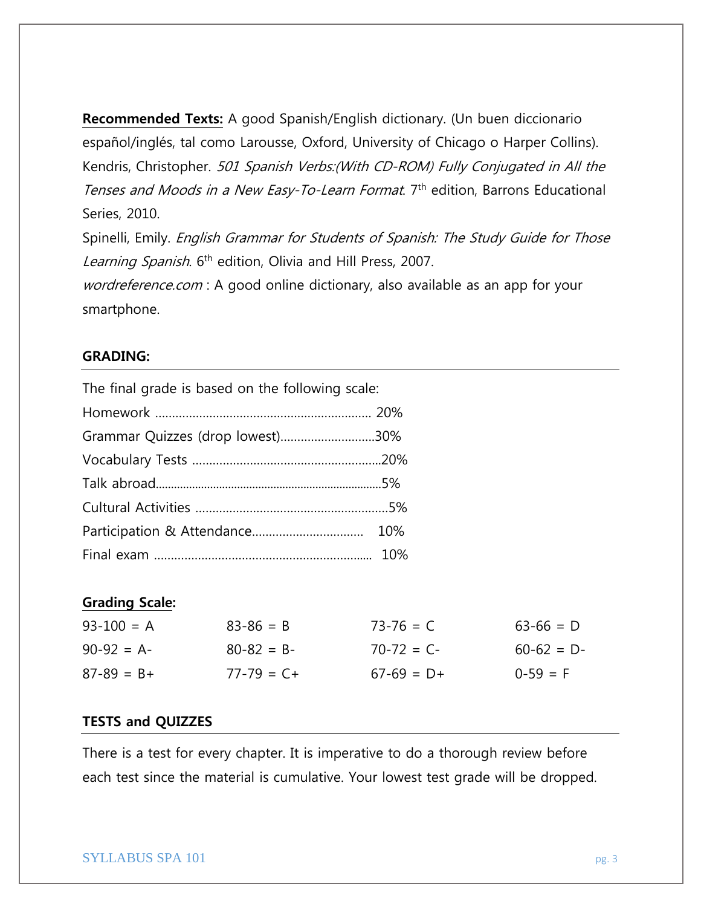**Recommended Texts:** A good Spanish/English dictionary. (Un buen diccionario español/inglés, tal como Larousse, Oxford, University of Chicago o Harper Collins).

Kendris, Christopher. *501 Spanish Verbs:(With CD-ROM) Fully Conjugated in All the Tenses and Moods in a New Easy-To-Learn Format*. 7th edition, Barrons Educational Series, 2010.

Spinelli, Emily. *English Grammar for Students of Spanish: The Study Guide for Those Learning Spanish*. 6th edition, Olivia and Hill Press, 2007.

*wordreference.com* : A good online dictionary, also available as an app for your smartphone.

## GRADING:

The final grade is based on the following scale:

Homework ................................................................ 20%
Grammar Quizzes (drop lowest)............................30%
Vocabulary Tests ........................................................20%
Talk abroad...........................................................................5%
Cultural Activities ..........................................................5%
Participation & Attendance................................. 10%
Final exam ................................................................. 10%

**Grading Scale:**

| | | | |
|---|---|---|---|
| 93-100 = A | 83-86 = B | 73-76 = C | 63-66 = D |
| 90-92 = A- | 80-82 = B- | 70-72 = C- | 60-62 = D- |
| 87-89 = B+ | 77-79 = C+ | 67-69 = D+ | 0-59 = F |

## TESTS and QUIZZES

There is a test for every chapter. It is imperative to do a thorough review before each test since the material is cumulative. Your lowest test grade will be dropped.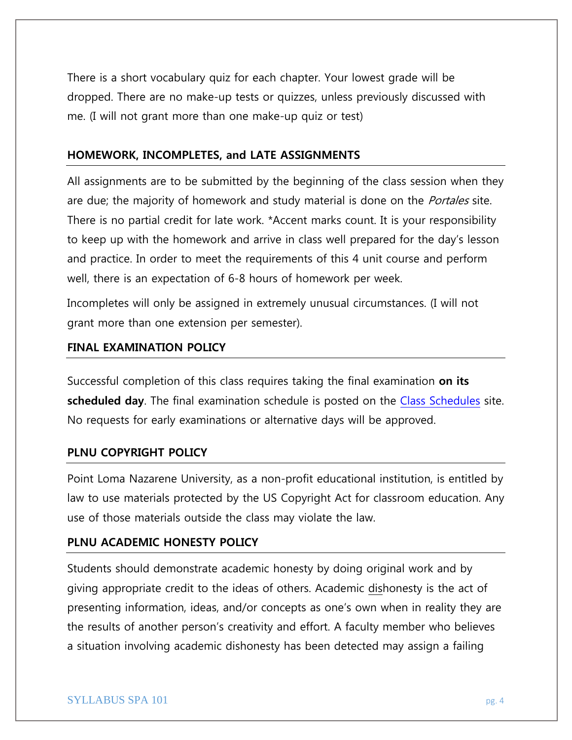There is a short vocabulary quiz for each chapter. Your lowest grade will be dropped. There are no make-up tests or quizzes, unless previously discussed with me. (I will not grant more than one make-up quiz or test)

## HOMEWORK, INCOMPLETES, and LATE ASSIGNMENTS

All assignments are to be submitted by the beginning of the class session when they are due; the majority of homework and study material is done on the *Portales* site. There is no partial credit for late work. *Accent marks count. It is your responsibility to keep up with the homework and arrive in class well prepared for the day's lesson and practice. In order to meet the requirements of this 4 unit course and perform well, there is an expectation of 6-8 hours of homework per week.

Incompletes will only be assigned in extremely unusual circumstances. (I will not grant more than one extension per semester).

## FINAL EXAMINATION POLICY

Successful completion of this class requires taking the final examination **on its scheduled day**. The final examination schedule is posted on the Class Schedules site. No requests for early examinations or alternative days will be approved.

## PLNU COPYRIGHT POLICY

Point Loma Nazarene University, as a non-profit educational institution, is entitled by law to use materials protected by the US Copyright Act for classroom education. Any use of those materials outside the class may violate the law.

## PLNU ACADEMIC HONESTY POLICY

Students should demonstrate academic honesty by doing original work and by giving appropriate credit to the ideas of others. Academic dishonesty is the act of presenting information, ideas, and/or concepts as one's own when in reality they are the results of another person's creativity and effort. A faculty member who believes a situation involving academic dishonesty has been detected may assign a failing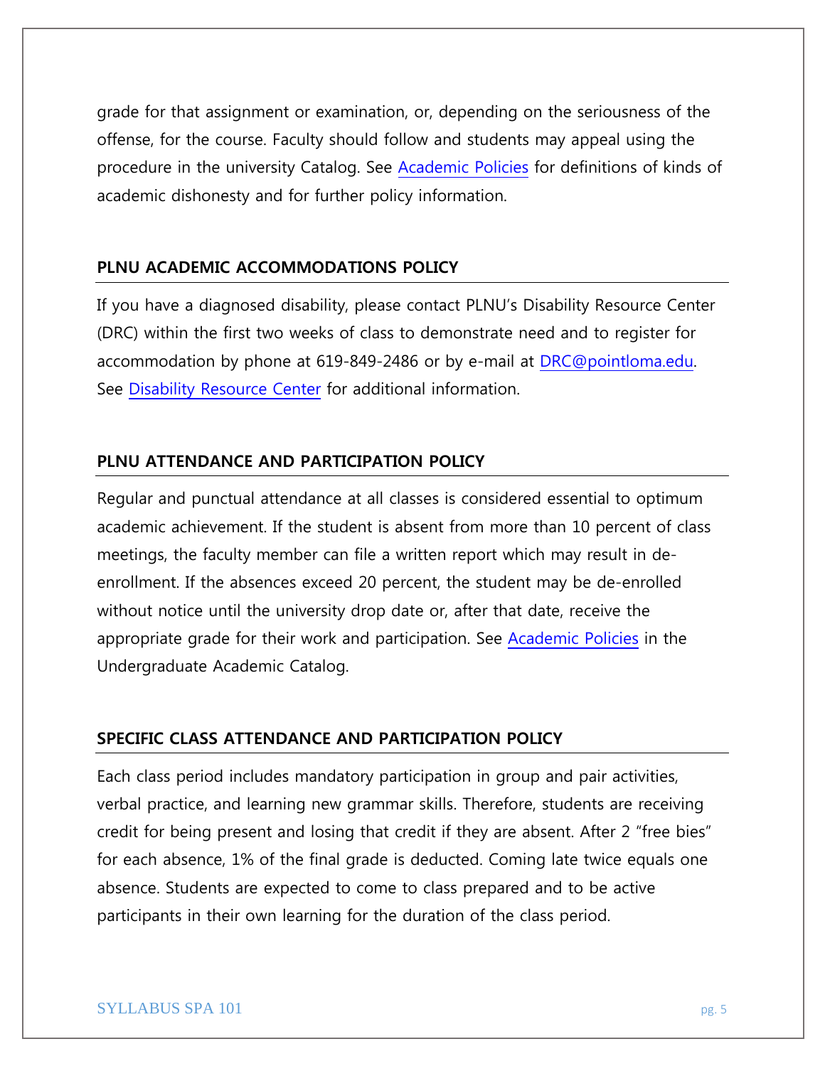grade for that assignment or examination, or, depending on the seriousness of the offense, for the course. Faculty should follow and students may appeal using the procedure in the university Catalog. See Academic Policies for definitions of kinds of academic dishonesty and for further policy information.

## PLNU ACADEMIC ACCOMMODATIONS POLICY

If you have a diagnosed disability, please contact PLNU's Disability Resource Center (DRC) within the first two weeks of class to demonstrate need and to register for accommodation by phone at 619-849-2486 or by e-mail at DRC@pointloma.edu. See Disability Resource Center for additional information.

## PLNU ATTENDANCE AND PARTICIPATION POLICY

Regular and punctual attendance at all classes is considered essential to optimum academic achievement. If the student is absent from more than 10 percent of class meetings, the faculty member can file a written report which may result in de-enrollment. If the absences exceed 20 percent, the student may be de-enrolled without notice until the university drop date or, after that date, receive the appropriate grade for their work and participation. See Academic Policies in the Undergraduate Academic Catalog.

## SPECIFIC CLASS ATTENDANCE AND PARTICIPATION POLICY

Each class period includes mandatory participation in group and pair activities, verbal practice, and learning new grammar skills. Therefore, students are receiving credit for being present and losing that credit if they are absent. After 2 "free bies" for each absence, 1% of the final grade is deducted. Coming late twice equals one absence. Students are expected to come to class prepared and to be active participants in their own learning for the duration of the class period.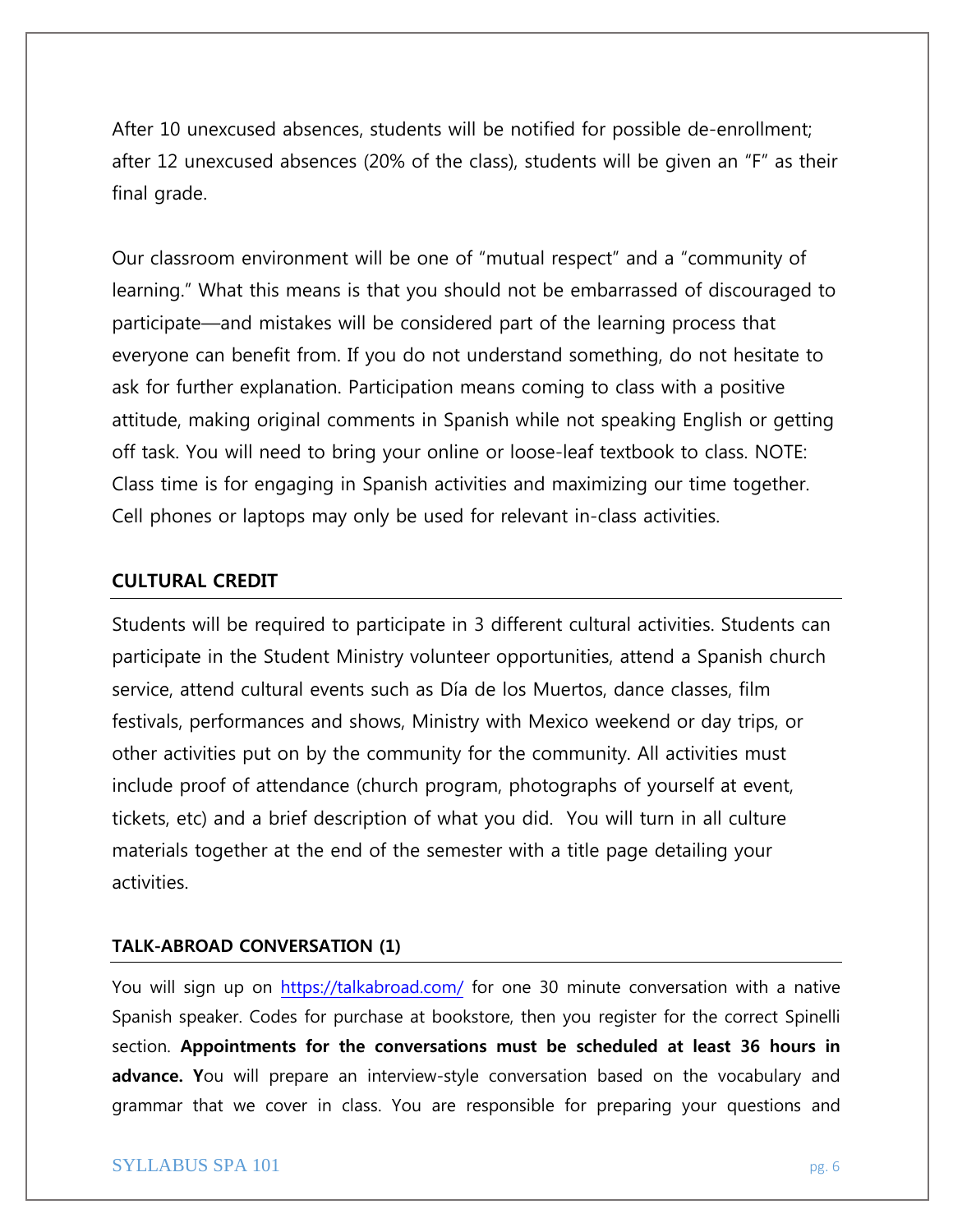After 10 unexcused absences, students will be notified for possible de-enrollment; after 12 unexcused absences (20% of the class), students will be given an "F" as their final grade.

Our classroom environment will be one of "mutual respect" and a "community of learning." What this means is that you should not be embarrassed of discouraged to participate—and mistakes will be considered part of the learning process that everyone can benefit from. If you do not understand something, do not hesitate to ask for further explanation. Participation means coming to class with a positive attitude, making original comments in Spanish while not speaking English or getting off task. You will need to bring your online or loose-leaf textbook to class. NOTE: Class time is for engaging in Spanish activities and maximizing our time together. Cell phones or laptops may only be used for relevant in-class activities.

## CULTURAL CREDIT

Students will be required to participate in 3 different cultural activities. Students can participate in the Student Ministry volunteer opportunities, attend a Spanish church service, attend cultural events such as Día de los Muertos, dance classes, film festivals, performances and shows, Ministry with Mexico weekend or day trips, or other activities put on by the community for the community. All activities must include proof of attendance (church program, photographs of yourself at event, tickets, etc) and a brief description of what you did. You will turn in all culture materials together at the end of the semester with a title page detailing your activities.

## TALK-ABROAD CONVERSATION (1)

You will sign up on https://talkabroad.com/ for one 30 minute conversation with a native Spanish speaker. Codes for purchase at bookstore, then you register for the correct Spinelli section. **Appointments for the conversations must be scheduled at least 36 hours in advance. Y**ou will prepare an interview-style conversation based on the vocabulary and grammar that we cover in class. You are responsible for preparing your questions and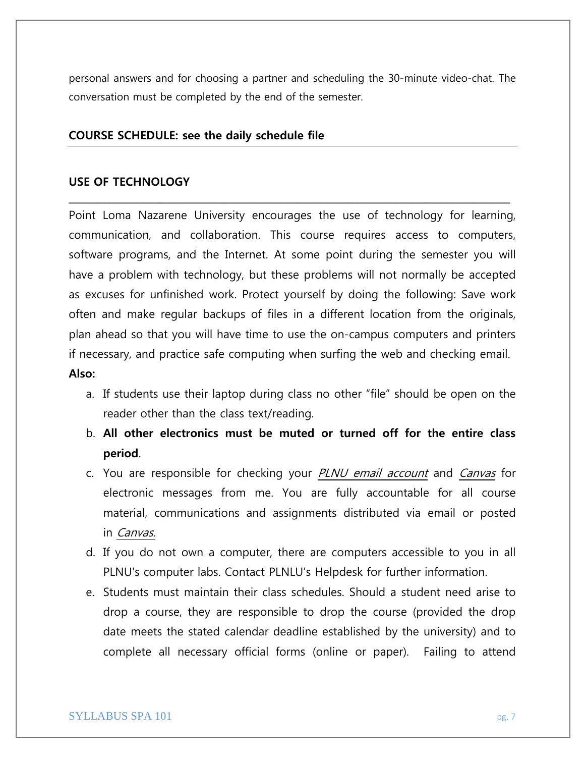personal answers and for choosing a partner and scheduling the 30-minute video-chat. The conversation must be completed by the end of the semester.

**COURSE SCHEDULE: see the daily schedule file**

**USE OF TECHNOLOGY**

Point Loma Nazarene University encourages the use of technology for learning, communication, and collaboration. This course requires access to computers, software programs, and the Internet. At some point during the semester you will have a problem with technology, but these problems will not normally be accepted as excuses for unfinished work. Protect yourself by doing the following: Save work often and make regular backups of files in a different location from the originals, plan ahead so that you will have time to use the on-campus computers and printers if necessary, and practice safe computing when surfing the web and checking email.

**Also:**

a. If students use their laptop during class no other "file" should be open on the reader other than the class text/reading.
b. **All other electronics must be muted or turned off for the entire class period**.
c. You are responsible for checking your *PLNU email account* and *Canvas* for electronic messages from me. You are fully accountable for all course material, communications and assignments distributed via email or posted in *Canvas.*
d. If you do not own a computer, there are computers accessible to you in all PLNU's computer labs. Contact PLNLU's Helpdesk for further information.
e. Students must maintain their class schedules. Should a student need arise to drop a course, they are responsible to drop the course (provided the drop date meets the stated calendar deadline established by the university) and to complete all necessary official forms (online or paper). Failing to attend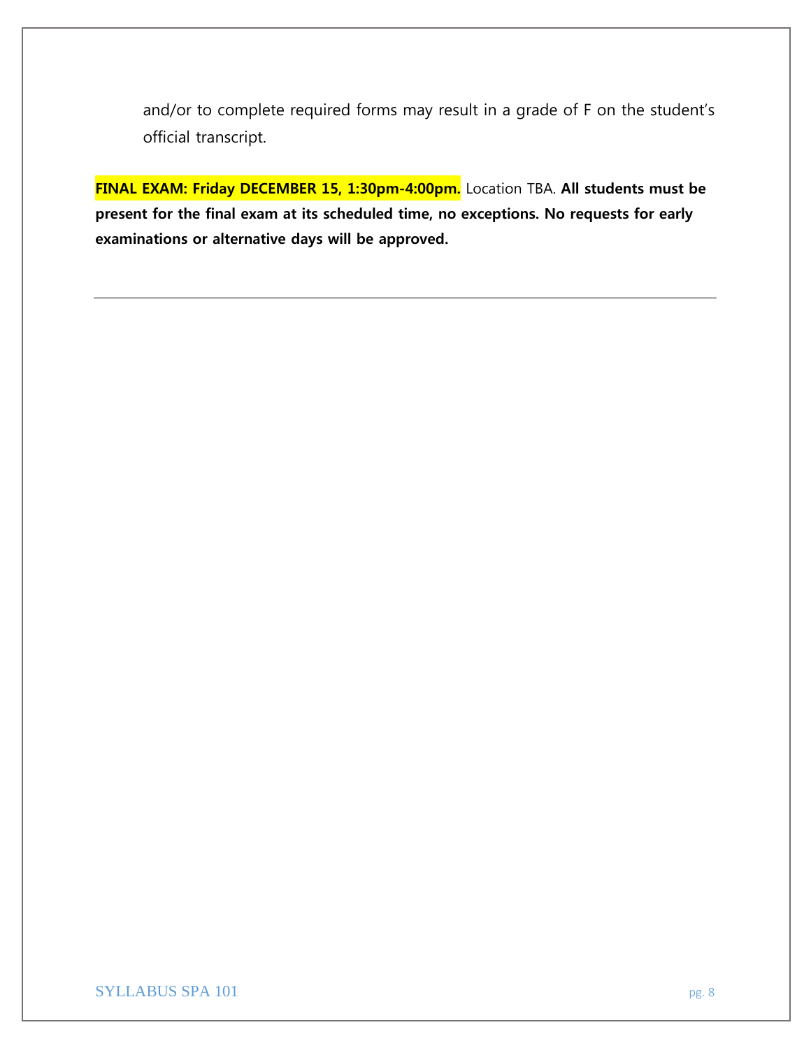and/or to complete required forms may result in a grade of F on the student's official transcript.

**FINAL EXAM: Friday DECEMBER 15, 1:30pm-4:00pm.** Location TBA. **All students must be present for the final exam at its scheduled time, no exceptions. No requests for early examinations or alternative days will be approved.**

---